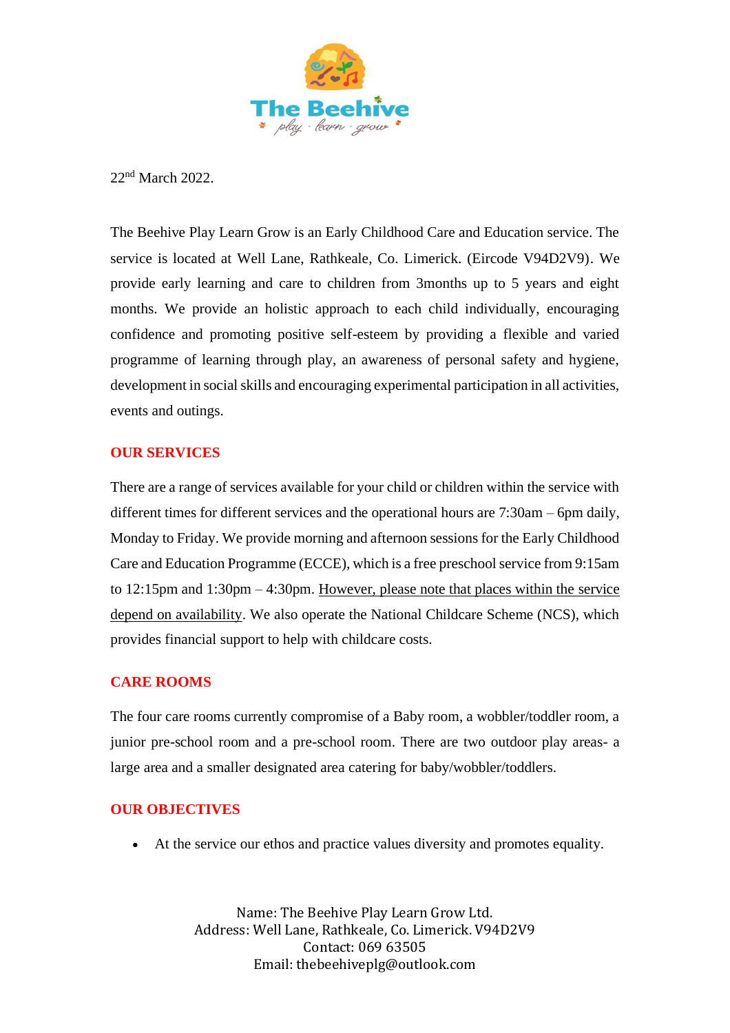22nd March 2022.

The Beehive Play Learn Grow is an Early Childhood Care and Education service. The service is located at Well Lane, Rathkeale, Co. Limerick. (Eircode V94D2V9). We provide early learning and care to children from 3months up to 5 years and eight months. We provide an holistic approach to each child individually, encouraging confidence and promoting positive self-esteem by providing a flexible and varied programme of learning through play, an awareness of personal safety and hygiene, development in social skills and encouraging experimental participation in all activities, events and outings.

## OUR SERVICES

There are a range of services available for your child or children within the service with different times for different services and the operational hours are 7:30am – 6pm daily, Monday to Friday. We provide morning and afternoon sessions for the Early Childhood Care and Education Programme (ECCE), which is a free preschool service from 9:15am to 12:15pm and 1:30pm – 4:30pm. <u>However, please note that places within the service depend on availability</u>. We also operate the National Childcare Scheme (NCS), which provides financial support to help with childcare costs.

## CARE ROOMS

The four care rooms currently compromise of a Baby room, a wobbler/toddler room, a junior pre-school room and a pre-school room. There are two outdoor play areas- a large area and a smaller designated area catering for baby/wobbler/toddlers.

## OUR OBJECTIVES

- At the service our ethos and practice values diversity and promotes equality.

Name: The Beehive Play Learn Grow Ltd.
Address: Well Lane, Rathkeale, Co. Limerick. V94D2V9
Contact: 069 63505
Email: thebeehiveplg@outlook.com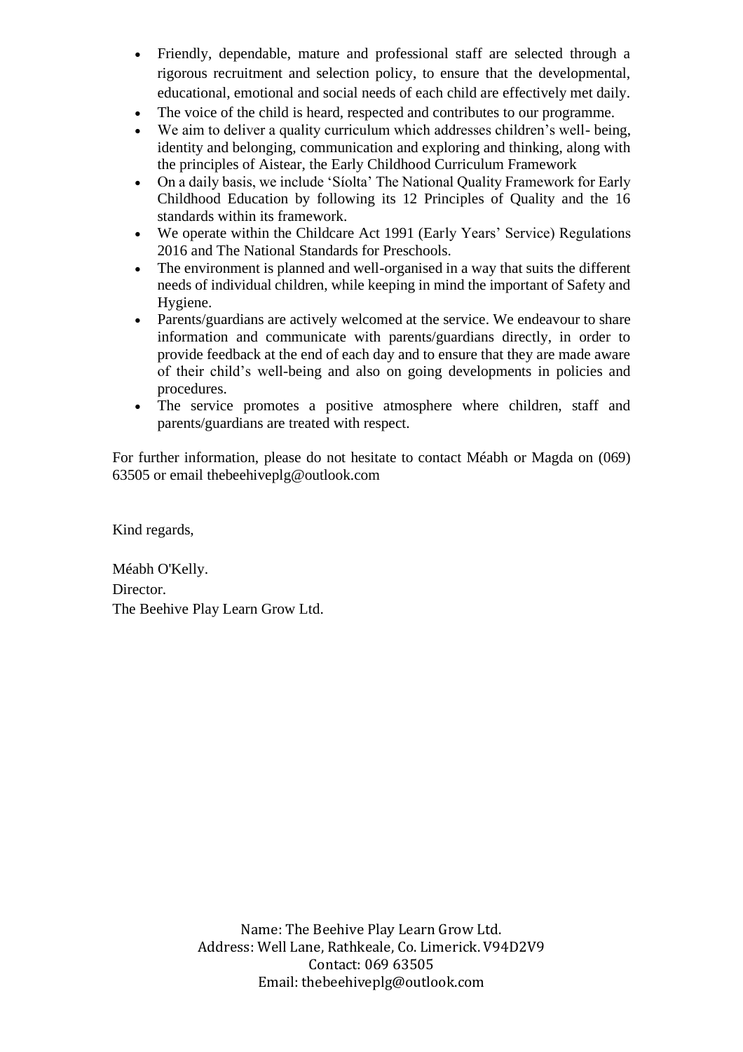- Friendly, dependable, mature and professional staff are selected through a rigorous recruitment and selection policy, to ensure that the developmental, educational, emotional and social needs of each child are effectively met daily.
- The voice of the child is heard, respected and contributes to our programme.
- We aim to deliver a quality curriculum which addresses children's well- being, identity and belonging, communication and exploring and thinking, along with the principles of Aistear, the Early Childhood Curriculum Framework
- On a daily basis, we include 'Síolta' The National Quality Framework for Early Childhood Education by following its 12 Principles of Quality and the 16 standards within its framework.
- We operate within the Childcare Act 1991 (Early Years' Service) Regulations 2016 and The National Standards for Preschools.
- The environment is planned and well-organised in a way that suits the different needs of individual children, while keeping in mind the important of Safety and Hygiene.
- Parents/guardians are actively welcomed at the service. We endeavour to share information and communicate with parents/guardians directly, in order to provide feedback at the end of each day and to ensure that they are made aware of their child's well-being and also on going developments in policies and procedures.
- The service promotes a positive atmosphere where children, staff and parents/guardians are treated with respect.

For further information, please do not hesitate to contact Méabh or Magda on (069) 63505 or email thebeehiveplg@outlook.com

Kind regards,

Méabh O'Kelly.
Director.
The Beehive Play Learn Grow Ltd.

Name: The Beehive Play Learn Grow Ltd.
Address: Well Lane, Rathkeale, Co. Limerick. V94D2V9
Contact: 069 63505
Email: thebeehiveplg@outlook.com